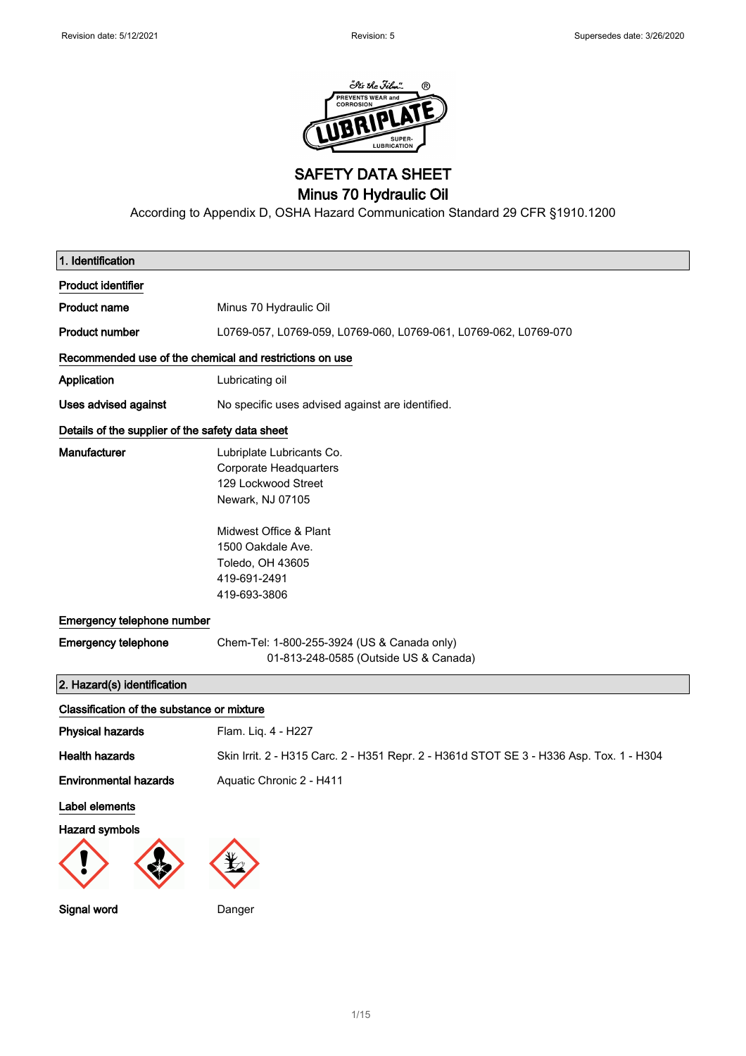Revision date: 5/12/2021 Revision: 5 Supersedes date: 3/26/2020

# SAFETY DATA SHEET
# Minus 70 Hydraulic Oil

According to Appendix D, OSHA Hazard Communication Standard 29 CFR §1910.1200

## 1. Identification

**Product identifier**

| | |
|---|---|
| **Product name** | Minus 70 Hydraulic Oil |
| **Product number** | L0769-057, L0769-059, L0769-060, L0769-061, L0769-062, L0769-070 |

**Recommended use of the chemical and restrictions on use**

| | |
|---|---|
| **Application** | Lubricating oil |
| **Uses advised against** | No specific uses advised against are identified. |

**Details of the supplier of the safety data sheet**

**Manufacturer**

Lubriplate Lubricants Co.
Corporate Headquarters
129 Lockwood Street
Newark, NJ 07105

Midwest Office & Plant
1500 Oakdale Ave.
Toledo, OH 43605
419-691-2491
419-693-3806

**Emergency telephone number**

**Emergency telephone** Chem-Tel: 1-800-255-3924 (US & Canada only)
01-813-248-0585 (Outside US & Canada)

## 2. Hazard(s) identification

**Classification of the substance or mixture**

| | |
|---|---|
| **Physical hazards** | Flam. Liq. 4 - H227 |
| **Health hazards** | Skin Irrit. 2 - H315 Carc. 2 - H351 Repr. 2 - H361d STOT SE 3 - H336 Asp. Tox. 1 - H304 |
| **Environmental hazards** | Aquatic Chronic 2 - H411 |

**Label elements**

**Hazard symbols**

**Signal word** Danger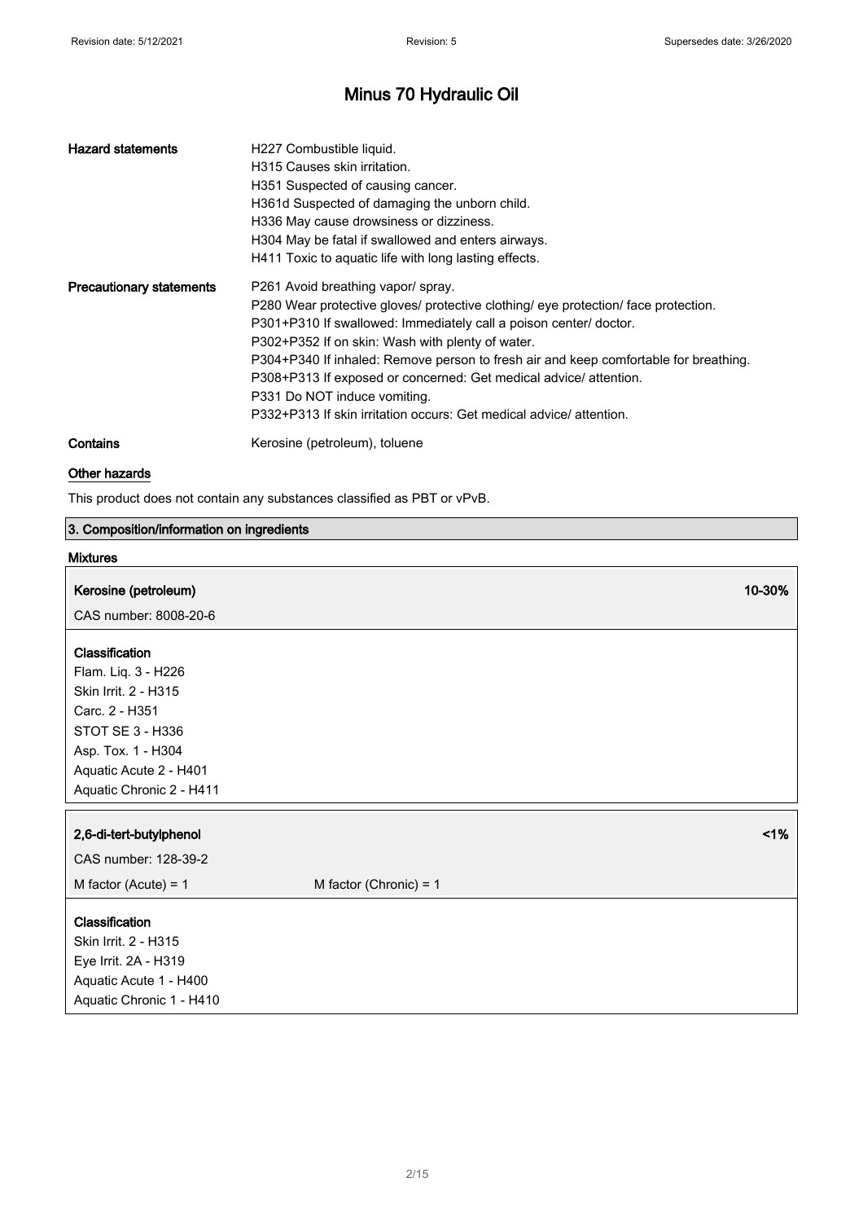# Minus 70 Hydraulic Oil

| | |
|---|---|
| **Hazard statements** | H227 Combustible liquid.<br>H315 Causes skin irritation.<br>H351 Suspected of causing cancer.<br>H361d Suspected of damaging the unborn child.<br>H336 May cause drowsiness or dizziness.<br>H304 May be fatal if swallowed and enters airways.<br>H411 Toxic to aquatic life with long lasting effects. |
| **Precautionary statements** | P261 Avoid breathing vapor/ spray.<br>P280 Wear protective gloves/ protective clothing/ eye protection/ face protection.<br>P301+P310 If swallowed: Immediately call a poison center/ doctor.<br>P302+P352 If on skin: Wash with plenty of water.<br>P304+P340 If inhaled: Remove person to fresh air and keep comfortable for breathing.<br>P308+P313 If exposed or concerned: Get medical advice/ attention.<br>P331 Do NOT induce vomiting.<br>P332+P313 If skin irritation occurs: Get medical advice/ attention. |
| **Contains** | Kerosine (petroleum), toluene |

**Other hazards**

This product does not contain any substances classified as PBT or vPvB.

## 3. Composition/information on ingredients

**Mixtures**

**Kerosine (petroleum)** 10-30%

CAS number: 8008-20-6

**Classification**

Flam. Liq. 3 - H226
Skin Irrit. 2 - H315
Carc. 2 - H351
STOT SE 3 - H336
Asp. Tox. 1 - H304
Aquatic Acute 2 - H401
Aquatic Chronic 2 - H411

**2,6-di-tert-butylphenol** <1%

CAS number: 128-39-2

M factor (Acute) = 1 M factor (Chronic) = 1

**Classification**

Skin Irrit. 2 - H315
Eye Irrit. 2A - H319
Aquatic Acute 1 - H400
Aquatic Chronic 1 - H410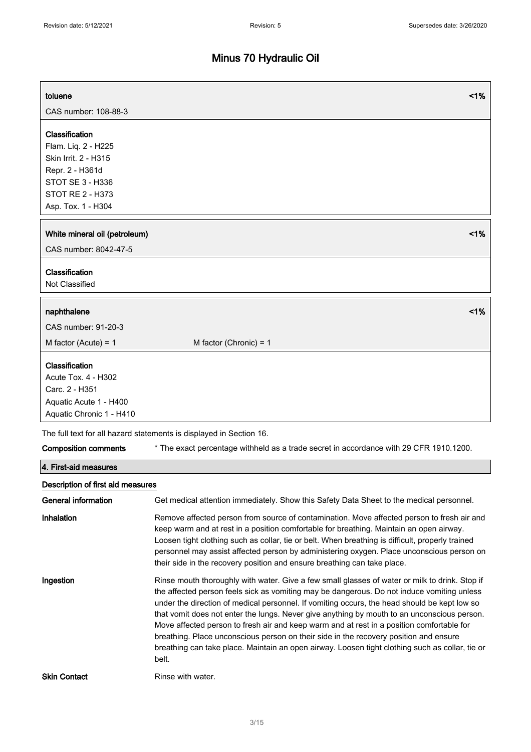**toluene** <1%

CAS number: 108-88-3

**Classification**

Flam. Liq. 2 - H225
Skin Irrit. 2 - H315
Repr. 2 - H361d
STOT SE 3 - H336
STOT RE 2 - H373
Asp. Tox. 1 - H304

**White mineral oil (petroleum)** <1%

CAS number: 8042-47-5

**Classification**

Not Classified

**naphthalene** <1%

CAS number: 91-20-3

M factor (Acute) = 1 M factor (Chronic) = 1

**Classification**

Acute Tox. 4 - H302
Carc. 2 - H351
Aquatic Acute 1 - H400
Aquatic Chronic 1 - H410

The full text for all hazard statements is displayed in Section 16.

**Composition comments** * The exact percentage withheld as a trade secret in accordance with 29 CFR 1910.1200.

## 4. First-aid measures

### Description of first aid measures

**General information** Get medical attention immediately. Show this Safety Data Sheet to the medical personnel.

**Inhalation** Remove affected person from source of contamination. Move affected person to fresh air and keep warm and at rest in a position comfortable for breathing. Maintain an open airway. Loosen tight clothing such as collar, tie or belt. When breathing is difficult, properly trained personnel may assist affected person by administering oxygen. Place unconscious person on their side in the recovery position and ensure breathing can take place.

**Ingestion** Rinse mouth thoroughly with water. Give a few small glasses of water or milk to drink. Stop if the affected person feels sick as vomiting may be dangerous. Do not induce vomiting unless under the direction of medical personnel. If vomiting occurs, the head should be kept low so that vomit does not enter the lungs. Never give anything by mouth to an unconscious person. Move affected person to fresh air and keep warm and at rest in a position comfortable for breathing. Place unconscious person on their side in the recovery position and ensure breathing can take place. Maintain an open airway. Loosen tight clothing such as collar, tie or belt.

**Skin Contact** Rinse with water.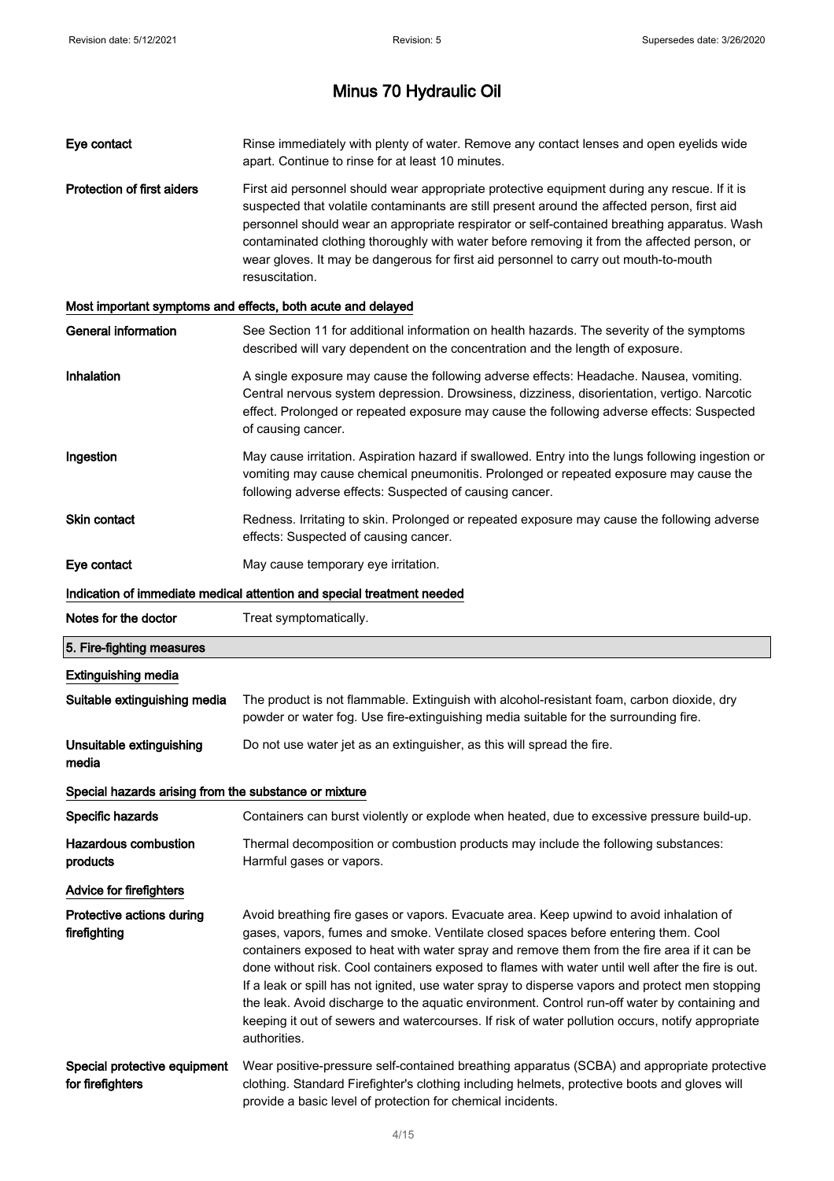| | |
|---|---|
| **Eye contact** | Rinse immediately with plenty of water. Remove any contact lenses and open eyelids wide apart. Continue to rinse for at least 10 minutes. |
| **Protection of first aiders** | First aid personnel should wear appropriate protective equipment during any rescue. If it is suspected that volatile contaminants are still present around the affected person, first aid personnel should wear an appropriate respirator or self-contained breathing apparatus. Wash contaminated clothing thoroughly with water before removing it from the affected person, or wear gloves. It may be dangerous for first aid personnel to carry out mouth-to-mouth resuscitation. |

### Most important symptoms and effects, both acute and delayed

| | |
|---|---|
| **General information** | See Section 11 for additional information on health hazards. The severity of the symptoms described will vary dependent on the concentration and the length of exposure. |
| **Inhalation** | A single exposure may cause the following adverse effects: Headache. Nausea, vomiting. Central nervous system depression. Drowsiness, dizziness, disorientation, vertigo. Narcotic effect. Prolonged or repeated exposure may cause the following adverse effects: Suspected of causing cancer. |
| **Ingestion** | May cause irritation. Aspiration hazard if swallowed. Entry into the lungs following ingestion or vomiting may cause chemical pneumonitis. Prolonged or repeated exposure may cause the following adverse effects: Suspected of causing cancer. |
| **Skin contact** | Redness. Irritating to skin. Prolonged or repeated exposure may cause the following adverse effects: Suspected of causing cancer. |
| **Eye contact** | May cause temporary eye irritation. |

### Indication of immediate medical attention and special treatment needed

| | |
|---|---|
| **Notes for the doctor** | Treat symptomatically. |

## 5. Fire-fighting measures

### Extinguishing media

| | |
|---|---|
| **Suitable extinguishing media** | The product is not flammable. Extinguish with alcohol-resistant foam, carbon dioxide, dry powder or water fog. Use fire-extinguishing media suitable for the surrounding fire. |
| **Unsuitable extinguishing media** | Do not use water jet as an extinguisher, as this will spread the fire. |

### Special hazards arising from the substance or mixture

| | |
|---|---|
| **Specific hazards** | Containers can burst violently or explode when heated, due to excessive pressure build-up. |
| **Hazardous combustion products** | Thermal decomposition or combustion products may include the following substances: Harmful gases or vapors. |

### Advice for firefighters

| | |
|---|---|
| **Protective actions during firefighting** | Avoid breathing fire gases or vapors. Evacuate area. Keep upwind to avoid inhalation of gases, vapors, fumes and smoke. Ventilate closed spaces before entering them. Cool containers exposed to heat with water spray and remove them from the fire area if it can be done without risk. Cool containers exposed to flames with water until well after the fire is out. If a leak or spill has not ignited, use water spray to disperse vapors and protect men stopping the leak. Avoid discharge to the aquatic environment. Control run-off water by containing and keeping it out of sewers and watercourses. If risk of water pollution occurs, notify appropriate authorities. |
| **Special protective equipment for firefighters** | Wear positive-pressure self-contained breathing apparatus (SCBA) and appropriate protective clothing. Standard Firefighter's clothing including helmets, protective boots and gloves will provide a basic level of protection for chemical incidents. |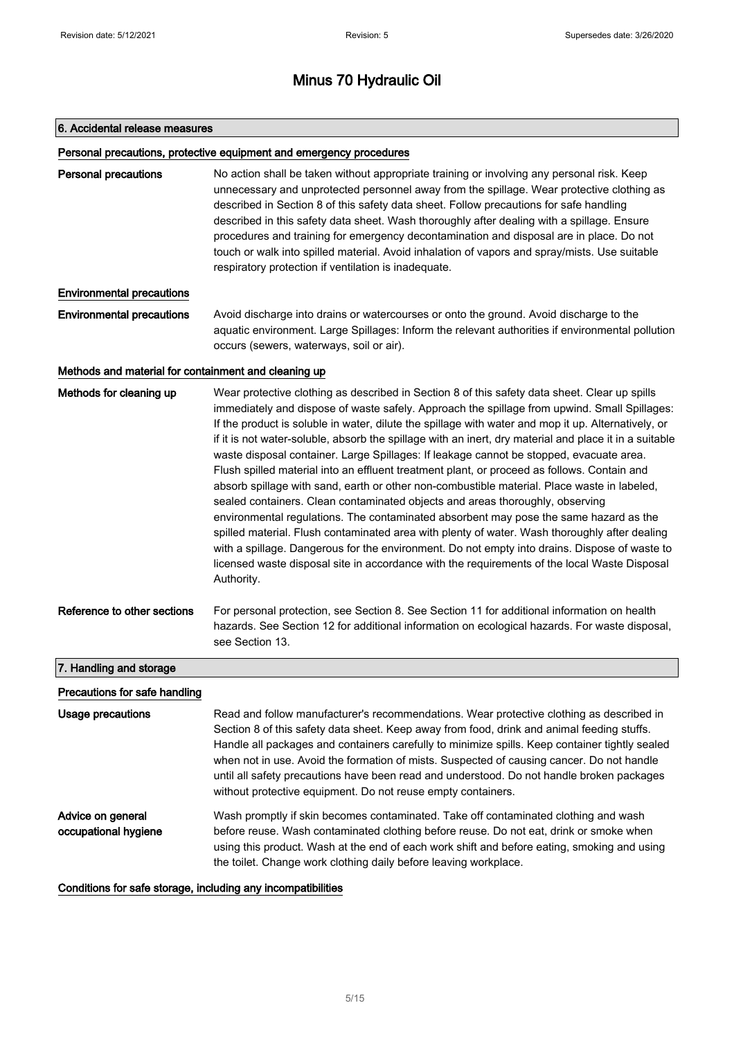# Minus 70 Hydraulic Oil

## 6. Accidental release measures

### Personal precautions, protective equipment and emergency procedures

**Personal precautions**

No action shall be taken without appropriate training or involving any personal risk. Keep unnecessary and unprotected personnel away from the spillage. Wear protective clothing as described in Section 8 of this safety data sheet. Follow precautions for safe handling described in this safety data sheet. Wash thoroughly after dealing with a spillage. Ensure procedures and training for emergency decontamination and disposal are in place. Do not touch or walk into spilled material. Avoid inhalation of vapors and spray/mists. Use suitable respiratory protection if ventilation is inadequate.

### Environmental precautions

**Environmental precautions**

Avoid discharge into drains or watercourses or onto the ground. Avoid discharge to the aquatic environment. Large Spillages: Inform the relevant authorities if environmental pollution occurs (sewers, waterways, soil or air).

### Methods and material for containment and cleaning up

**Methods for cleaning up**

Wear protective clothing as described in Section 8 of this safety data sheet. Clear up spills immediately and dispose of waste safely. Approach the spillage from upwind. Small Spillages: If the product is soluble in water, dilute the spillage with water and mop it up. Alternatively, or if it is not water-soluble, absorb the spillage with an inert, dry material and place it in a suitable waste disposal container. Large Spillages: If leakage cannot be stopped, evacuate area. Flush spilled material into an effluent treatment plant, or proceed as follows. Contain and absorb spillage with sand, earth or other non-combustible material. Place waste in labeled, sealed containers. Clean contaminated objects and areas thoroughly, observing environmental regulations. The contaminated absorbent may pose the same hazard as the spilled material. Flush contaminated area with plenty of water. Wash thoroughly after dealing with a spillage. Dangerous for the environment. Do not empty into drains. Dispose of waste to licensed waste disposal site in accordance with the requirements of the local Waste Disposal Authority.

**Reference to other sections**

For personal protection, see Section 8. See Section 11 for additional information on health hazards. See Section 12 for additional information on ecological hazards. For waste disposal, see Section 13.

## 7. Handling and storage

### Precautions for safe handling

**Usage precautions**

Read and follow manufacturer's recommendations. Wear protective clothing as described in Section 8 of this safety data sheet. Keep away from food, drink and animal feeding stuffs. Handle all packages and containers carefully to minimize spills. Keep container tightly sealed when not in use. Avoid the formation of mists. Suspected of causing cancer. Do not handle until all safety precautions have been read and understood. Do not handle broken packages without protective equipment. Do not reuse empty containers.

**Advice on general occupational hygiene**

Wash promptly if skin becomes contaminated. Take off contaminated clothing and wash before reuse. Wash contaminated clothing before reuse. Do not eat, drink or smoke when using this product. Wash at the end of each work shift and before eating, smoking and using the toilet. Change work clothing daily before leaving workplace.

### Conditions for safe storage, including any incompatibilities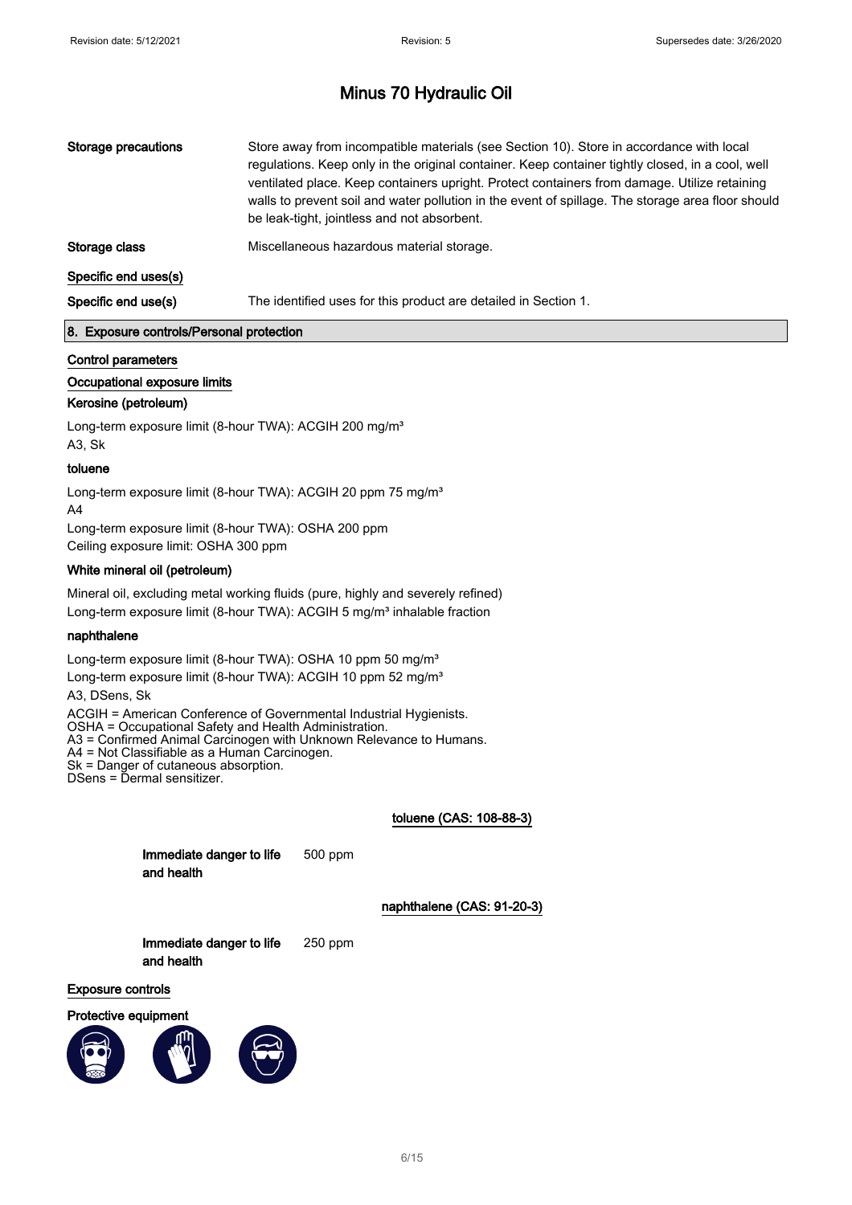| | |
|---|---|
| **Storage precautions** | Store away from incompatible materials (see Section 10). Store in accordance with local regulations. Keep only in the original container. Keep container tightly closed, in a cool, well ventilated place. Keep containers upright. Protect containers from damage. Utilize retaining walls to prevent soil and water pollution in the event of spillage. The storage area floor should be leak-tight, jointless and not absorbent. |
| **Storage class** | Miscellaneous hazardous material storage. |

**Specific end uses(s)**

| | |
|---|---|
| **Specific end use(s)** | The identified uses for this product are detailed in Section 1. |

## 8. Exposure controls/Personal protection

**Control parameters**

**Occupational exposure limits**

### Kerosine (petroleum)

Long-term exposure limit (8-hour TWA): ACGIH 200 mg/m³
A3, Sk

### toluene

Long-term exposure limit (8-hour TWA): ACGIH 20 ppm 75 mg/m³
A4
Long-term exposure limit (8-hour TWA): OSHA 200 ppm
Ceiling exposure limit: OSHA 300 ppm

### White mineral oil (petroleum)

Mineral oil, excluding metal working fluids (pure, highly and severely refined)
Long-term exposure limit (8-hour TWA): ACGIH 5 mg/m³ inhalable fraction

### naphthalene

Long-term exposure limit (8-hour TWA): OSHA 10 ppm 50 mg/m³
Long-term exposure limit (8-hour TWA): ACGIH 10 ppm 52 mg/m³
A3, DSens, Sk

ACGIH = American Conference of Governmental Industrial Hygienists.
OSHA = Occupational Safety and Health Administration.
A3 = Confirmed Animal Carcinogen with Unknown Relevance to Humans.
A4 = Not Classifiable as a Human Carcinogen.
Sk = Danger of cutaneous absorption.
DSens = Dermal sensitizer.

**toluene (CAS: 108-88-3)**

| | |
|---|---|
| **Immediate danger to life and health** | 500 ppm |

**naphthalene (CAS: 91-20-3)**

| | |
|---|---|
| **Immediate danger to life and health** | 250 ppm |

**Exposure controls**

**Protective equipment**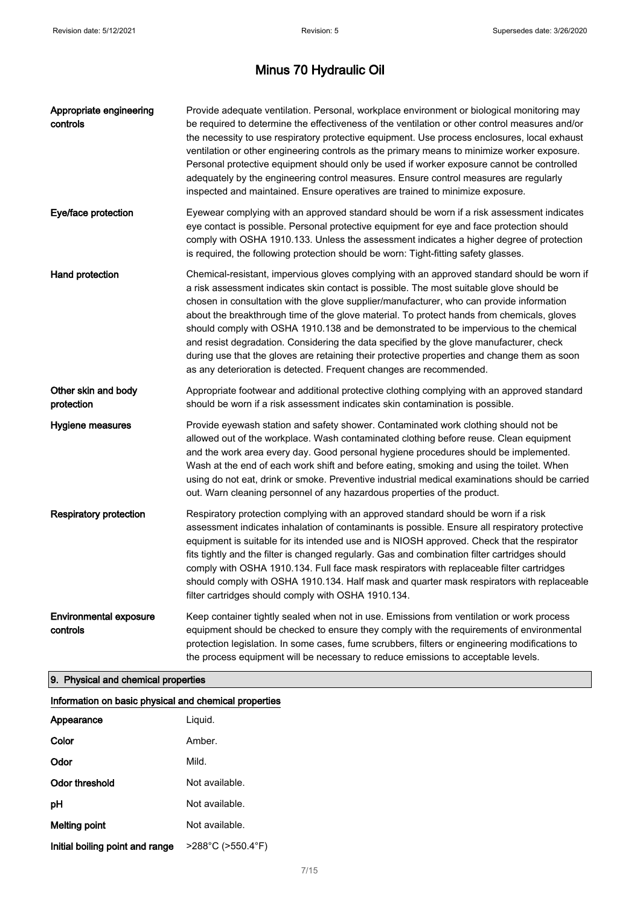| | |
|---|---|
| **Appropriate engineering controls** | Provide adequate ventilation. Personal, workplace environment or biological monitoring may be required to determine the effectiveness of the ventilation or other control measures and/or the necessity to use respiratory protective equipment. Use process enclosures, local exhaust ventilation or other engineering controls as the primary means to minimize worker exposure. Personal protective equipment should only be used if worker exposure cannot be controlled adequately by the engineering control measures. Ensure control measures are regularly inspected and maintained. Ensure operatives are trained to minimize exposure. |
| **Eye/face protection** | Eyewear complying with an approved standard should be worn if a risk assessment indicates eye contact is possible. Personal protective equipment for eye and face protection should comply with OSHA 1910.133. Unless the assessment indicates a higher degree of protection is required, the following protection should be worn: Tight-fitting safety glasses. |
| **Hand protection** | Chemical-resistant, impervious gloves complying with an approved standard should be worn if a risk assessment indicates skin contact is possible. The most suitable glove should be chosen in consultation with the glove supplier/manufacturer, who can provide information about the breakthrough time of the glove material. To protect hands from chemicals, gloves should comply with OSHA 1910.138 and be demonstrated to be impervious to the chemical and resist degradation. Considering the data specified by the glove manufacturer, check during use that the gloves are retaining their protective properties and change them as soon as any deterioration is detected. Frequent changes are recommended. |
| **Other skin and body protection** | Appropriate footwear and additional protective clothing complying with an approved standard should be worn if a risk assessment indicates skin contamination is possible. |
| **Hygiene measures** | Provide eyewash station and safety shower. Contaminated work clothing should not be allowed out of the workplace. Wash contaminated clothing before reuse. Clean equipment and the work area every day. Good personal hygiene procedures should be implemented. Wash at the end of each work shift and before eating, smoking and using the toilet. When using do not eat, drink or smoke. Preventive industrial medical examinations should be carried out. Warn cleaning personnel of any hazardous properties of the product. |
| **Respiratory protection** | Respiratory protection complying with an approved standard should be worn if a risk assessment indicates inhalation of contaminants is possible. Ensure all respiratory protective equipment is suitable for its intended use and is NIOSH approved. Check that the respirator fits tightly and the filter is changed regularly. Gas and combination filter cartridges should comply with OSHA 1910.134. Full face mask respirators with replaceable filter cartridges should comply with OSHA 1910.134. Half mask and quarter mask respirators with replaceable filter cartridges should comply with OSHA 1910.134. |
| **Environmental exposure controls** | Keep container tightly sealed when not in use. Emissions from ventilation or work process equipment should be checked to ensure they comply with the requirements of environmental protection legislation. In some cases, fume scrubbers, filters or engineering modifications to the process equipment will be necessary to reduce emissions to acceptable levels. |

## 9. Physical and chemical properties

### Information on basic physical and chemical properties

| | |
|---|---|
| **Appearance** | Liquid. |
| **Color** | Amber. |
| **Odor** | Mild. |
| **Odor threshold** | Not available. |
| **pH** | Not available. |
| **Melting point** | Not available. |
| **Initial boiling point and range** | >288°C (>550.4°F) |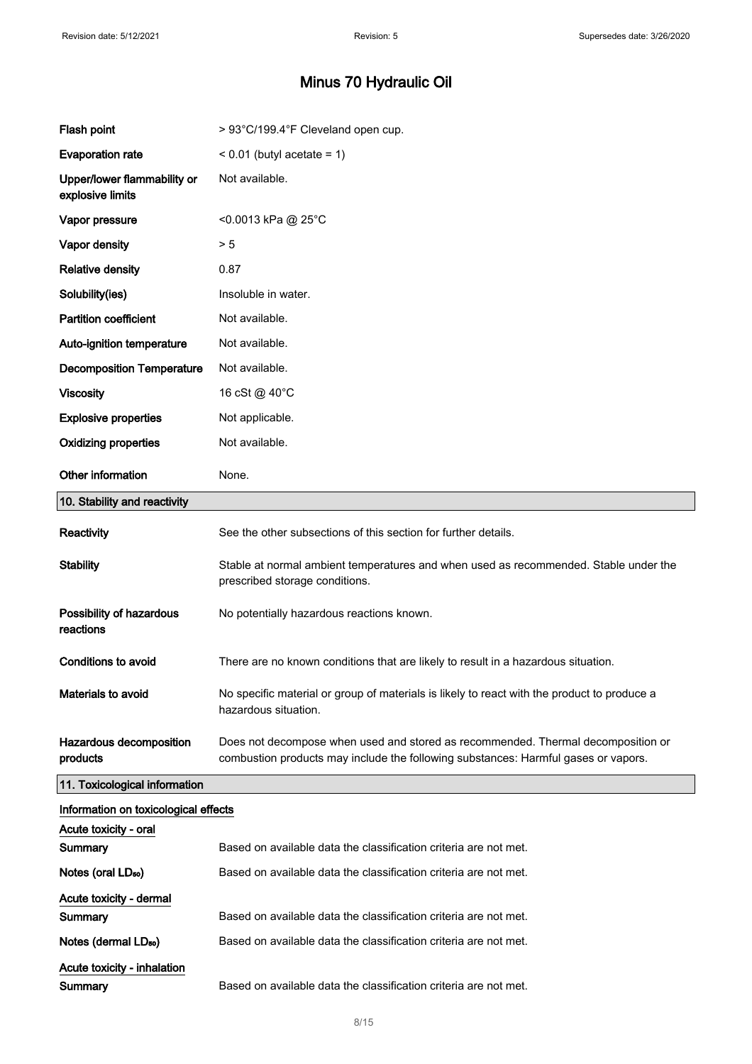# Minus 70 Hydraulic Oil

| | |
|---|---|
| **Flash point** | > 93°C/199.4°F Cleveland open cup. |
| **Evaporation rate** | < 0.01 (butyl acetate = 1) |
| **Upper/lower flammability or explosive limits** | Not available. |
| **Vapor pressure** | <0.0013 kPa @ 25°C |
| **Vapor density** | > 5 |
| **Relative density** | 0.87 |
| **Solubility(ies)** | Insoluble in water. |
| **Partition coefficient** | Not available. |
| **Auto-ignition temperature** | Not available. |
| **Decomposition Temperature** | Not available. |
| **Viscosity** | 16 cSt @ 40°C |
| **Explosive properties** | Not applicable. |
| **Oxidizing properties** | Not available. |
| **Other information** | None. |

## 10. Stability and reactivity

| | |
|---|---|
| **Reactivity** | See the other subsections of this section for further details. |
| **Stability** | Stable at normal ambient temperatures and when used as recommended. Stable under the prescribed storage conditions. |
| **Possibility of hazardous reactions** | No potentially hazardous reactions known. |
| **Conditions to avoid** | There are no known conditions that are likely to result in a hazardous situation. |
| **Materials to avoid** | No specific material or group of materials is likely to react with the product to produce a hazardous situation. |
| **Hazardous decomposition products** | Does not decompose when used and stored as recommended. Thermal decomposition or combustion products may include the following substances: Harmful gases or vapors. |

## 11. Toxicological information

**Information on toxicological effects**

**Acute toxicity - oral**

| | |
|---|---|
| **Summary** | Based on available data the classification criteria are not met. |
| **Notes (oral $LD_{50}$)** | Based on available data the classification criteria are not met. |

**Acute toxicity - dermal**

| | |
|---|---|
| **Summary** | Based on available data the classification criteria are not met. |
| **Notes (dermal $LD_{50}$)** | Based on available data the classification criteria are not met. |

**Acute toxicity - inhalation**

| | |
|---|---|
| **Summary** | Based on available data the classification criteria are not met. |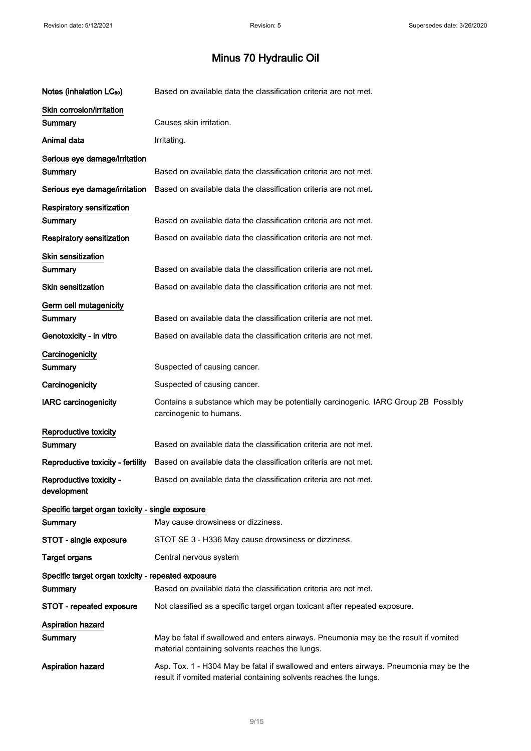# Minus 70 Hydraulic Oil

**Notes (inhalation $LC_{50}$)** Based on available data the classification criteria are not met.

**Skin corrosion/irritation**

| | |
|---|---|
| **Summary** | Causes skin irritation. |
| **Animal data** | Irritating. |

**Serious eye damage/irritation**

| | |
|---|---|
| **Summary** | Based on available data the classification criteria are not met. |
| **Serious eye damage/irritation** | Based on available data the classification criteria are not met. |

**Respiratory sensitization**

| | |
|---|---|
| **Summary** | Based on available data the classification criteria are not met. |
| **Respiratory sensitization** | Based on available data the classification criteria are not met. |

**Skin sensitization**

| | |
|---|---|
| **Summary** | Based on available data the classification criteria are not met. |
| **Skin sensitization** | Based on available data the classification criteria are not met. |

**Germ cell mutagenicity**

| | |
|---|---|
| **Summary** | Based on available data the classification criteria are not met. |
| **Genotoxicity - in vitro** | Based on available data the classification criteria are not met. |

**Carcinogenicity**

| | |
|---|---|
| **Summary** | Suspected of causing cancer. |
| **Carcinogenicity** | Suspected of causing cancer. |
| **IARC carcinogenicity** | Contains a substance which may be potentially carcinogenic. IARC Group 2B Possibly carcinogenic to humans. |

**Reproductive toxicity**

| | |
|---|---|
| **Summary** | Based on available data the classification criteria are not met. |
| **Reproductive toxicity - fertility** | Based on available data the classification criteria are not met. |
| **Reproductive toxicity - development** | Based on available data the classification criteria are not met. |

**Specific target organ toxicity - single exposure**

| | |
|---|---|
| **Summary** | May cause drowsiness or dizziness. |
| **STOT - single exposure** | STOT SE 3 - H336 May cause drowsiness or dizziness. |
| **Target organs** | Central nervous system |

**Specific target organ toxicity - repeated exposure**

| | |
|---|---|
| **Summary** | Based on available data the classification criteria are not met. |
| **STOT - repeated exposure** | Not classified as a specific target organ toxicant after repeated exposure. |

**Aspiration hazard**

| | |
|---|---|
| **Summary** | May be fatal if swallowed and enters airways. Pneumonia may be the result if vomited material containing solvents reaches the lungs. |
| **Aspiration hazard** | Asp. Tox. 1 - H304 May be fatal if swallowed and enters airways. Pneumonia may be the result if vomited material containing solvents reaches the lungs. |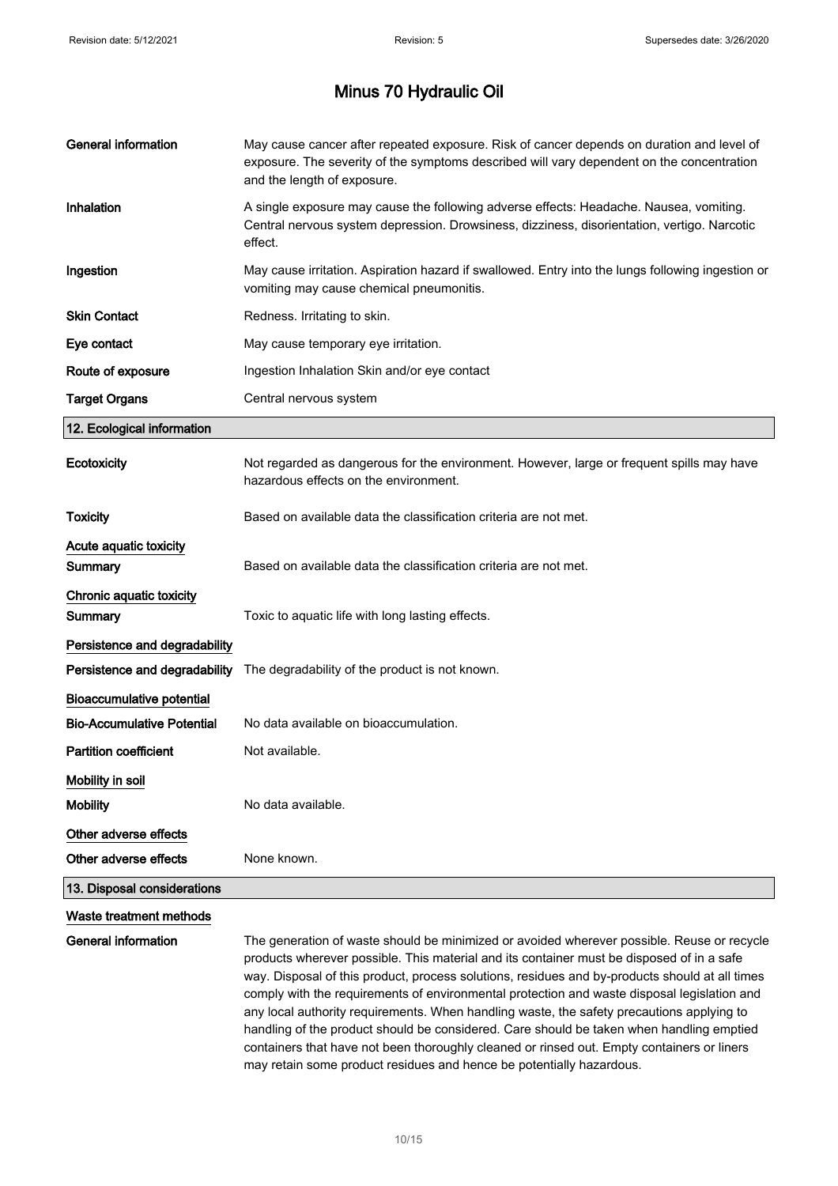# Minus 70 Hydraulic Oil

| | |
|---|---|
| **General information** | May cause cancer after repeated exposure. Risk of cancer depends on duration and level of exposure. The severity of the symptoms described will vary dependent on the concentration and the length of exposure. |
| **Inhalation** | A single exposure may cause the following adverse effects: Headache. Nausea, vomiting. Central nervous system depression. Drowsiness, dizziness, disorientation, vertigo. Narcotic effect. |
| **Ingestion** | May cause irritation. Aspiration hazard if swallowed. Entry into the lungs following ingestion or vomiting may cause chemical pneumonitis. |
| **Skin Contact** | Redness. Irritating to skin. |
| **Eye contact** | May cause temporary eye irritation. |
| **Route of exposure** | Ingestion Inhalation Skin and/or eye contact |
| **Target Organs** | Central nervous system |

## 12. Ecological information

| | |
|---|---|
| **Ecotoxicity** | Not regarded as dangerous for the environment. However, large or frequent spills may have hazardous effects on the environment. |
| **Toxicity** | Based on available data the classification criteria are not met. |

**Acute aquatic toxicity**

| | |
|---|---|
| **Summary** | Based on available data the classification criteria are not met. |

**Chronic aquatic toxicity**

| | |
|---|---|
| **Summary** | Toxic to aquatic life with long lasting effects. |

**Persistence and degradability**

| | |
|---|---|
| **Persistence and degradability** | The degradability of the product is not known. |

**Bioaccumulative potential**

| | |
|---|---|
| **Bio-Accumulative Potential** | No data available on bioaccumulation. |
| **Partition coefficient** | Not available. |

**Mobility in soil**

| | |
|---|---|
| **Mobility** | No data available. |

**Other adverse effects**

| | |
|---|---|
| **Other adverse effects** | None known. |

## 13. Disposal considerations

**Waste treatment methods**

| | |
|---|---|
| **General information** | The generation of waste should be minimized or avoided wherever possible. Reuse or recycle products wherever possible. This material and its container must be disposed of in a safe way. Disposal of this product, process solutions, residues and by-products should at all times comply with the requirements of environmental protection and waste disposal legislation and any local authority requirements. When handling waste, the safety precautions applying to handling of the product should be considered. Care should be taken when handling emptied containers that have not been thoroughly cleaned or rinsed out. Empty containers or liners may retain some product residues and hence be potentially hazardous. |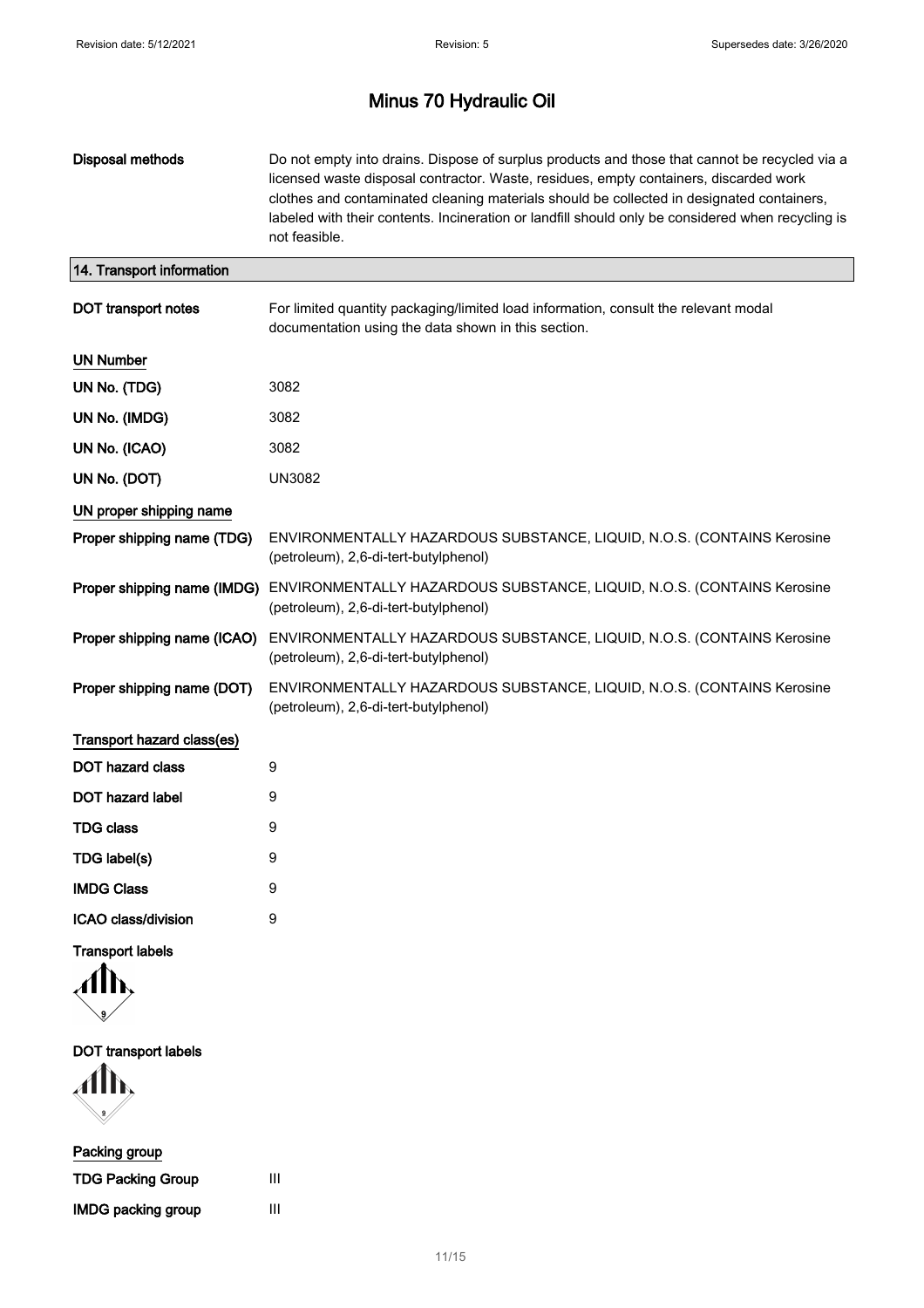# Minus 70 Hydraulic Oil

**Disposal methods** Do not empty into drains. Dispose of surplus products and those that cannot be recycled via a licensed waste disposal contractor. Waste, residues, empty containers, discarded work clothes and contaminated cleaning materials should be collected in designated containers, labeled with their contents. Incineration or landfill should only be considered when recycling is not feasible.

## 14. Transport information

**DOT transport notes** For limited quantity packaging/limited load information, consult the relevant modal documentation using the data shown in this section.

### UN Number

| | |
|---|---|
| **UN No. (TDG)** | 3082 |
| **UN No. (IMDG)** | 3082 |
| **UN No. (ICAO)** | 3082 |
| **UN No. (DOT)** | UN3082 |

### UN proper shipping name

| | |
|---|---|
| **Proper shipping name (TDG)** | ENVIRONMENTALLY HAZARDOUS SUBSTANCE, LIQUID, N.O.S. (CONTAINS Kerosine (petroleum), 2,6-di-tert-butylphenol) |
| **Proper shipping name (IMDG)** | ENVIRONMENTALLY HAZARDOUS SUBSTANCE, LIQUID, N.O.S. (CONTAINS Kerosine (petroleum), 2,6-di-tert-butylphenol) |
| **Proper shipping name (ICAO)** | ENVIRONMENTALLY HAZARDOUS SUBSTANCE, LIQUID, N.O.S. (CONTAINS Kerosine (petroleum), 2,6-di-tert-butylphenol) |
| **Proper shipping name (DOT)** | ENVIRONMENTALLY HAZARDOUS SUBSTANCE, LIQUID, N.O.S. (CONTAINS Kerosine (petroleum), 2,6-di-tert-butylphenol) |

### Transport hazard class(es)

| | |
|---|---|
| **DOT hazard class** | 9 |
| **DOT hazard label** | 9 |
| **TDG class** | 9 |
| **TDG label(s)** | 9 |
| **IMDG Class** | 9 |
| **ICAO class/division** | 9 |

**Transport labels**

**DOT transport labels**

### Packing group

| | |
|---|---|
| **TDG Packing Group** | III |
| **IMDG packing group** | III |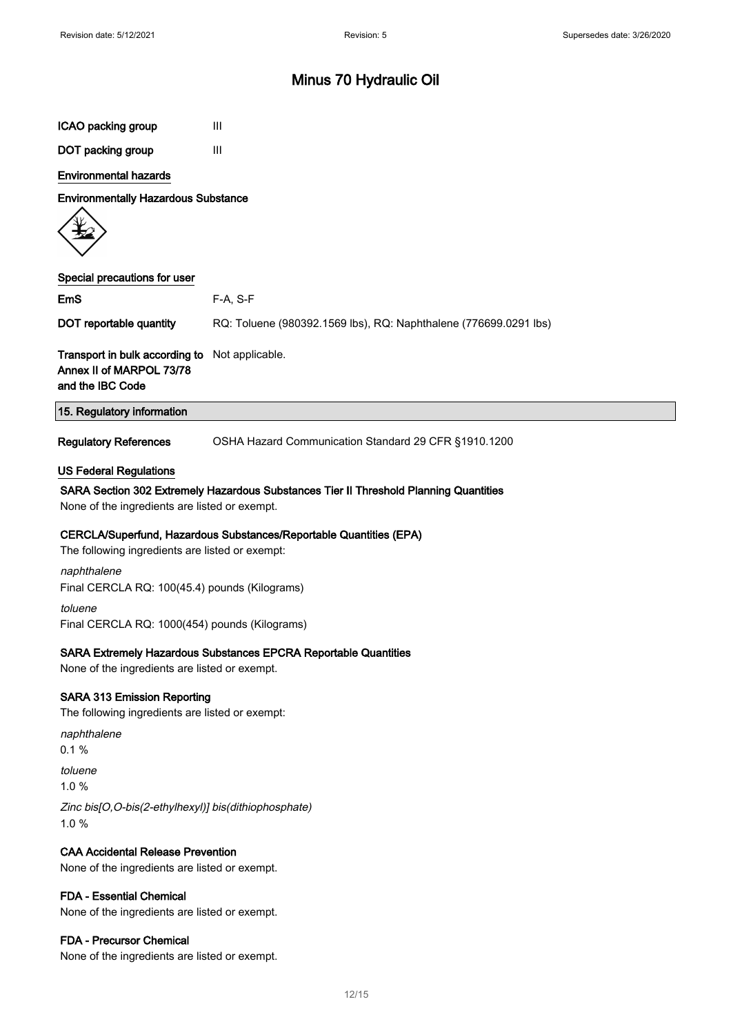| | |
|---|---|
| **ICAO packing group** | III |
| **DOT packing group** | III |

**Environmental hazards**

**Environmentally Hazardous Substance**

**Special precautions for user**

| | |
|---|---|
| **EmS** | F-A, S-F |
| **DOT reportable quantity** | RQ: Toluene (980392.1569 lbs), RQ: Naphthalene (776699.0291 lbs) |
| **Transport in bulk according to Annex II of MARPOL 73/78 and the IBC Code** | Not applicable. |

## 15. Regulatory information

| | |
|---|---|
| **Regulatory References** | OSHA Hazard Communication Standard 29 CFR §1910.1200 |

**US Federal Regulations**

**SARA Section 302 Extremely Hazardous Substances Tier II Threshold Planning Quantities**

None of the ingredients are listed or exempt.

**CERCLA/Superfund, Hazardous Substances/Reportable Quantities (EPA)**

The following ingredients are listed or exempt:

*naphthalene*

Final CERCLA RQ: 100(45.4) pounds (Kilograms)

*toluene*

Final CERCLA RQ: 1000(454) pounds (Kilograms)

**SARA Extremely Hazardous Substances EPCRA Reportable Quantities**

None of the ingredients are listed or exempt.

**SARA 313 Emission Reporting**

The following ingredients are listed or exempt:

*naphthalene*

0.1 %

*toluene*

1.0 %

*Zinc bis[O,O-bis(2-ethylhexyl)] bis(dithiophosphate)*

1.0 %

**CAA Accidental Release Prevention**

None of the ingredients are listed or exempt.

**FDA - Essential Chemical**

None of the ingredients are listed or exempt.

**FDA - Precursor Chemical**

None of the ingredients are listed or exempt.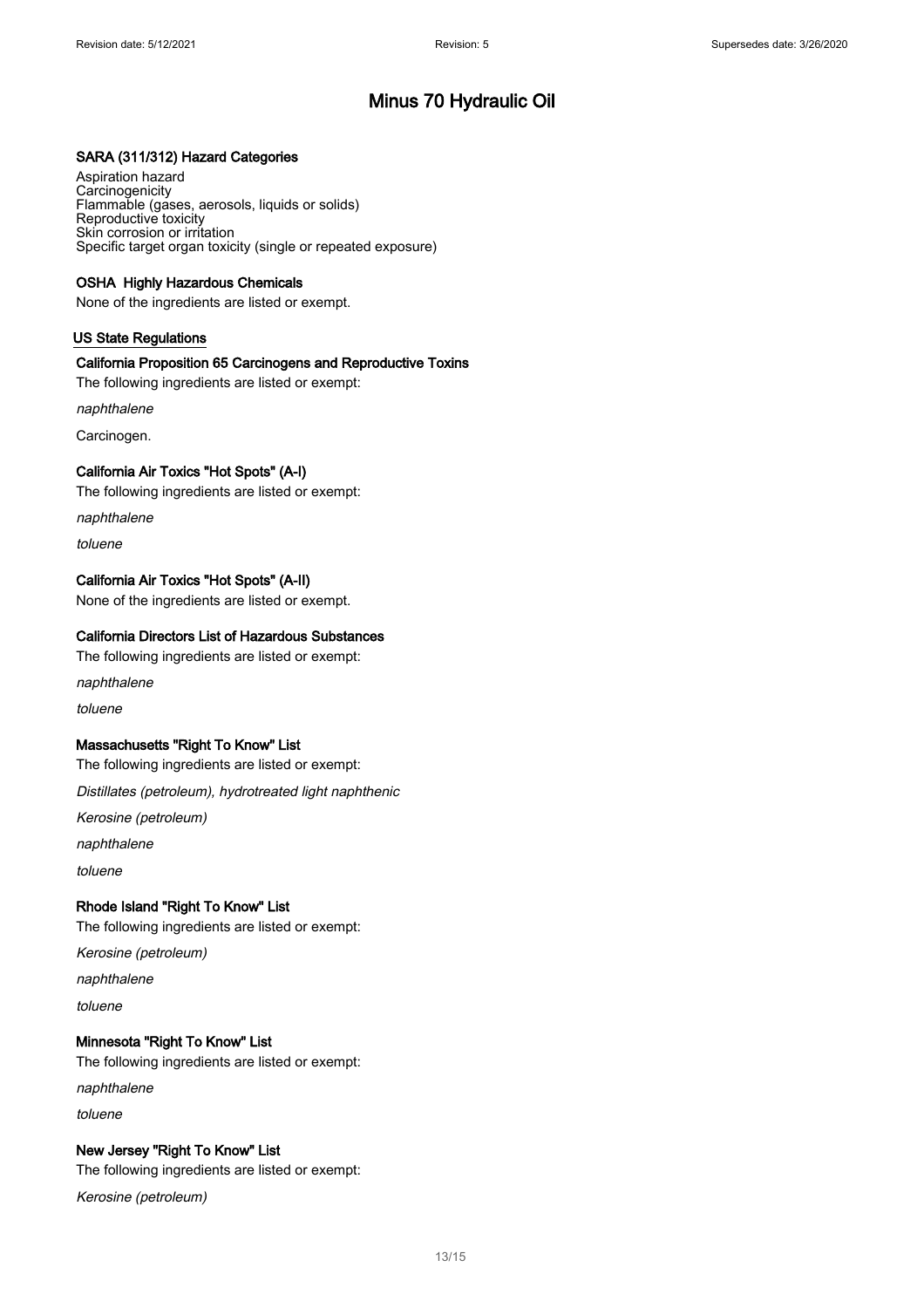### SARA (311/312) Hazard Categories

Aspiration hazard
Carcinogenicity
Flammable (gases, aerosols, liquids or solids)
Reproductive toxicity
Skin corrosion or irritation
Specific target organ toxicity (single or repeated exposure)

### OSHA Highly Hazardous Chemicals

None of the ingredients are listed or exempt.

## US State Regulations

### California Proposition 65 Carcinogens and Reproductive Toxins

The following ingredients are listed or exempt:

*naphthalene*

Carcinogen.

### California Air Toxics "Hot Spots" (A-I)

The following ingredients are listed or exempt:

*naphthalene*

*toluene*

### California Air Toxics "Hot Spots" (A-II)

None of the ingredients are listed or exempt.

### California Directors List of Hazardous Substances

The following ingredients are listed or exempt:

*naphthalene*

*toluene*

### Massachusetts "Right To Know" List

The following ingredients are listed or exempt:

*Distillates (petroleum), hydrotreated light naphthenic*

*Kerosine (petroleum)*

*naphthalene*

*toluene*

### Rhode Island "Right To Know" List

The following ingredients are listed or exempt:

*Kerosine (petroleum)*

*naphthalene*

*toluene*

### Minnesota "Right To Know" List

The following ingredients are listed or exempt:

*naphthalene*

*toluene*

### New Jersey "Right To Know" List

The following ingredients are listed or exempt:

*Kerosine (petroleum)*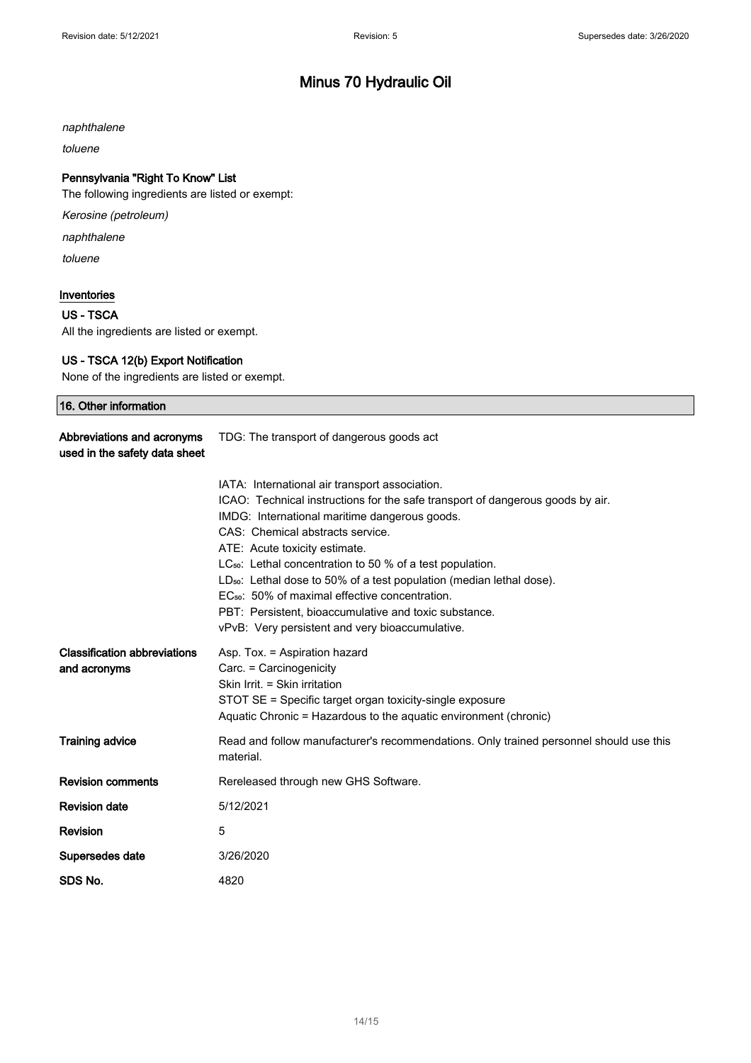*naphthalene*

*toluene*

**Pennsylvania "Right To Know" List**

The following ingredients are listed or exempt:

*Kerosine (petroleum)*

*naphthalene*

*toluene*

**Inventories**

**US - TSCA**

All the ingredients are listed or exempt.

**US - TSCA 12(b) Export Notification**

None of the ingredients are listed or exempt.

## 16. Other information

| | |
|---|---|
| **Abbreviations and acronyms used in the safety data sheet** | TDG: The transport of dangerous goods act<br><br>IATA: International air transport association.<br>ICAO: Technical instructions for the safe transport of dangerous goods by air.<br>IMDG: International maritime dangerous goods.<br>CAS: Chemical abstracts service.<br>ATE: Acute toxicity estimate.<br>$LC_{50}$: Lethal concentration to 50 % of a test population.<br>$LD_{50}$: Lethal dose to 50% of a test population (median lethal dose).<br>$EC_{50}$: 50% of maximal effective concentration.<br>PBT: Persistent, bioaccumulative and toxic substance.<br>vPvB: Very persistent and very bioaccumulative. |
| **Classification abbreviations and acronyms** | Asp. Tox. = Aspiration hazard<br>Carc. = Carcinogenicity<br>Skin Irrit. = Skin irritation<br>STOT SE = Specific target organ toxicity-single exposure<br>Aquatic Chronic = Hazardous to the aquatic environment (chronic) |
| **Training advice** | Read and follow manufacturer's recommendations. Only trained personnel should use this material. |
| **Revision comments** | Rereleased through new GHS Software. |
| **Revision date** | 5/12/2021 |
| **Revision** | 5 |
| **Supersedes date** | 3/26/2020 |
| **SDS No.** | 4820 |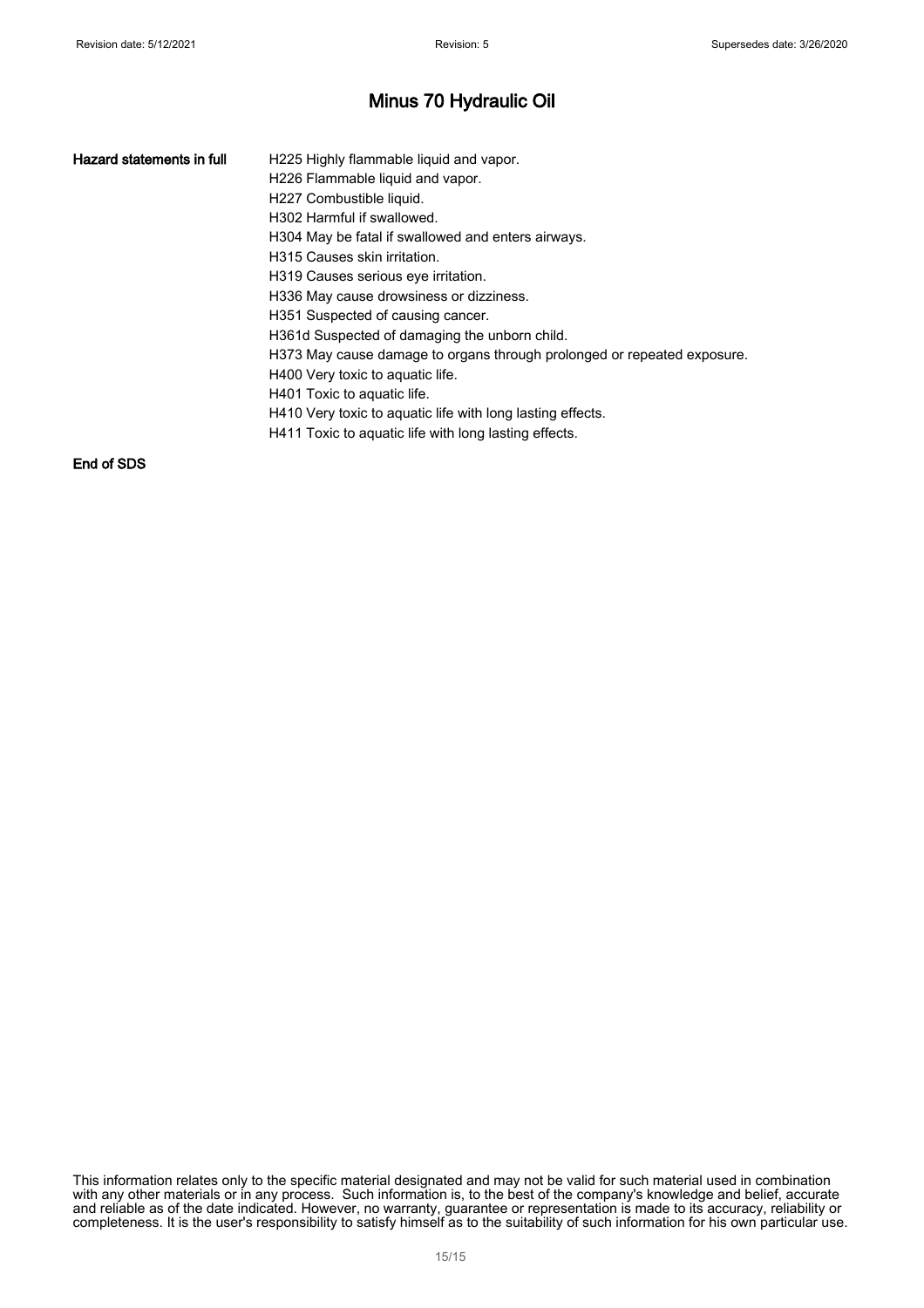# Minus 70 Hydraulic Oil

| | |
|---|---|
| **Hazard statements in full** | H225 Highly flammable liquid and vapor.<br>H226 Flammable liquid and vapor.<br>H227 Combustible liquid.<br>H302 Harmful if swallowed.<br>H304 May be fatal if swallowed and enters airways.<br>H315 Causes skin irritation.<br>H319 Causes serious eye irritation.<br>H336 May cause drowsiness or dizziness.<br>H351 Suspected of causing cancer.<br>H361d Suspected of damaging the unborn child.<br>H373 May cause damage to organs through prolonged or repeated exposure.<br>H400 Very toxic to aquatic life.<br>H401 Toxic to aquatic life.<br>H410 Very toxic to aquatic life with long lasting effects.<br>H411 Toxic to aquatic life with long lasting effects. |

**End of SDS**

This information relates only to the specific material designated and may not be valid for such material used in combination with any other materials or in any process. Such information is, to the best of the company's knowledge and belief, accurate and reliable as of the date indicated. However, no warranty, guarantee or representation is made to its accuracy, reliability or completeness. It is the user's responsibility to satisfy himself as to the suitability of such information for his own particular use.